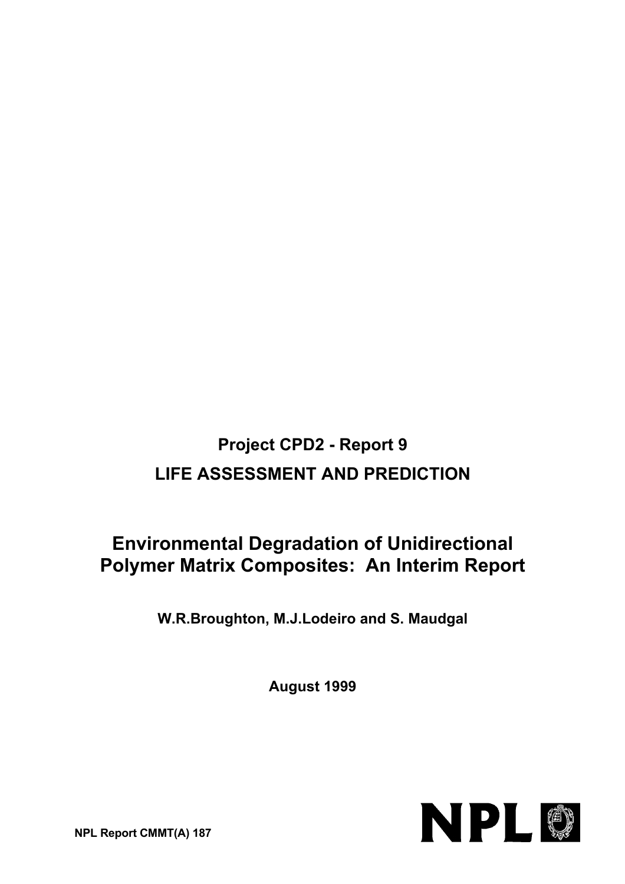**Project CPD2 - Report 9**

**LIFE ASSESSMENT AND PREDICTION**

# Environmental Degradation of Unidirectional Polymer Matrix Composites: An Interim Report

**W.R.Broughton, M.J.Lodeiro and S. Maudgal**

**August 1999**

**NPL Report CMMT(A) 187**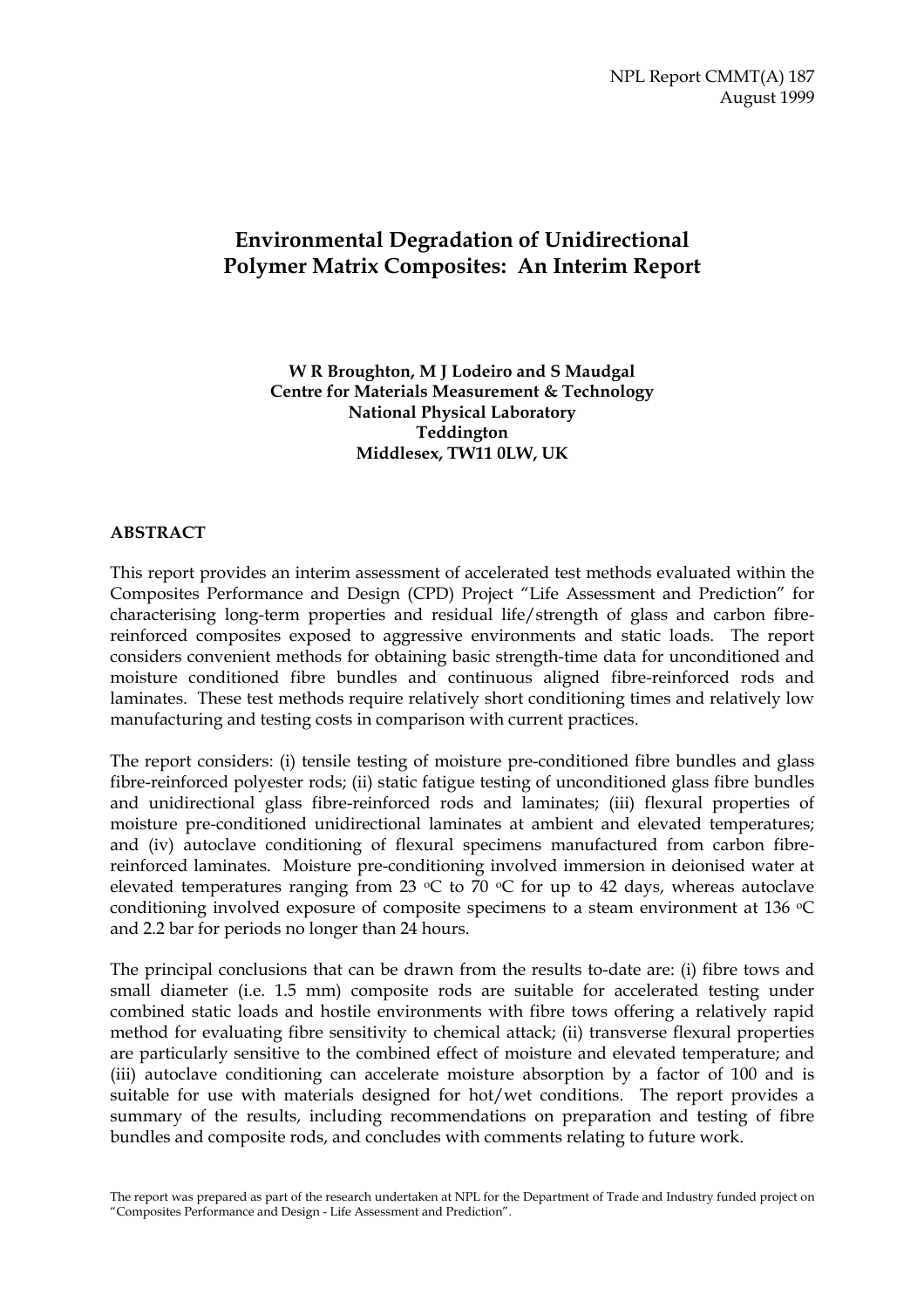NPL Report CMMT(A) 187
August 1999

# Environmental Degradation of Unidirectional Polymer Matrix Composites: An Interim Report

**W R Broughton, M J Lodeiro and S Maudgal**
**Centre for Materials Measurement & Technology**
**National Physical Laboratory**
**Teddington**
**Middlesex, TW11 0LW, UK**

## ABSTRACT

This report provides an interim assessment of accelerated test methods evaluated within the Composites Performance and Design (CPD) Project "Life Assessment and Prediction" for characterising long-term properties and residual life/strength of glass and carbon fibre-reinforced composites exposed to aggressive environments and static loads. The report considers convenient methods for obtaining basic strength-time data for unconditioned and moisture conditioned fibre bundles and continuous aligned fibre-reinforced rods and laminates. These test methods require relatively short conditioning times and relatively low manufacturing and testing costs in comparison with current practices.

The report considers: (i) tensile testing of moisture pre-conditioned fibre bundles and glass fibre-reinforced polyester rods; (ii) static fatigue testing of unconditioned glass fibre bundles and unidirectional glass fibre-reinforced rods and laminates; (iii) flexural properties of moisture pre-conditioned unidirectional laminates at ambient and elevated temperatures; and (iv) autoclave conditioning of flexural specimens manufactured from carbon fibre-reinforced laminates. Moisture pre-conditioning involved immersion in deionised water at elevated temperatures ranging from 23 $^{o}$C to 70 $^{o}$C for up to 42 days, whereas autoclave conditioning involved exposure of composite specimens to a steam environment at 136 $^{o}$C and 2.2 bar for periods no longer than 24 hours.

The principal conclusions that can be drawn from the results to-date are: (i) fibre tows and small diameter (i.e. 1.5 mm) composite rods are suitable for accelerated testing under combined static loads and hostile environments with fibre tows offering a relatively rapid method for evaluating fibre sensitivity to chemical attack; (ii) transverse flexural properties are particularly sensitive to the combined effect of moisture and elevated temperature; and (iii) autoclave conditioning can accelerate moisture absorption by a factor of 100 and is suitable for use with materials designed for hot/wet conditions. The report provides a summary of the results, including recommendations on preparation and testing of fibre bundles and composite rods, and concludes with comments relating to future work.

The report was prepared as part of the research undertaken at NPL for the Department of Trade and Industry funded project on "Composites Performance and Design - Life Assessment and Prediction".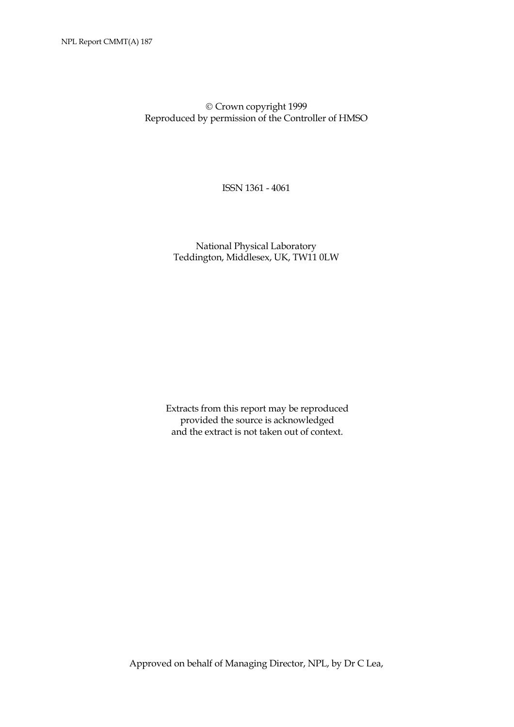© Crown copyright 1999
Reproduced by permission of the Controller of HMSO

ISSN 1361 - 4061

National Physical Laboratory
Teddington, Middlesex, UK, TW11 0LW

Extracts from this report may be reproduced
provided the source is acknowledged
and the extract is not taken out of context.

Approved on behalf of Managing Director, NPL, by Dr C Lea,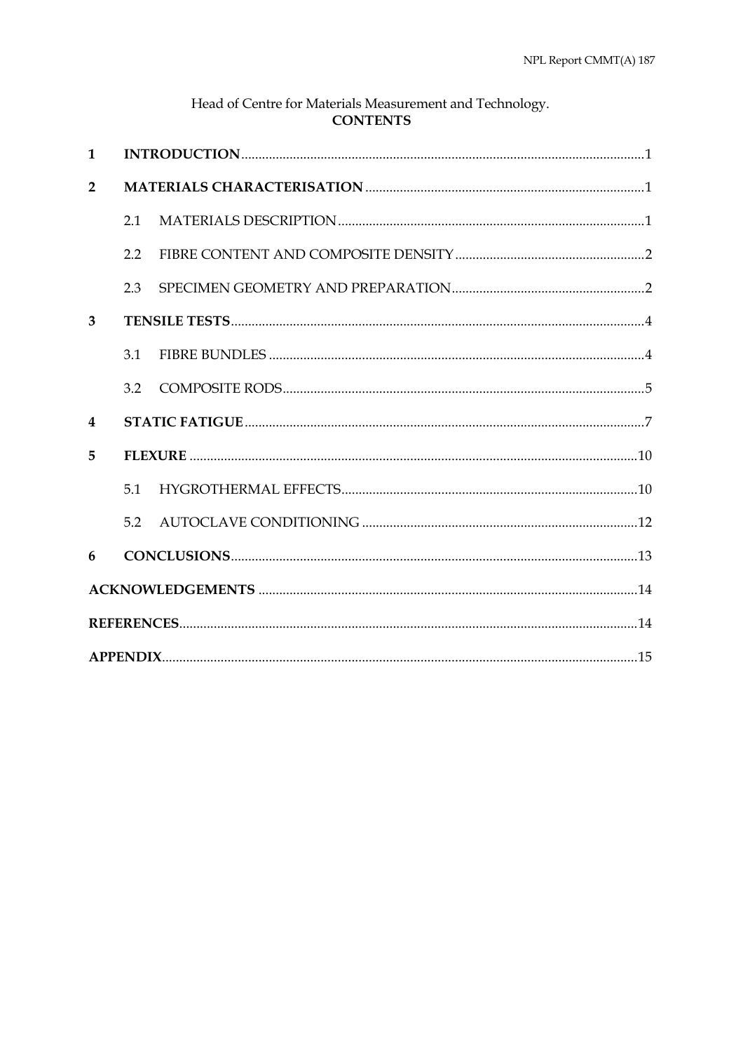Head of Centre for Materials Measurement and Technology.

**CONTENTS**

| | | |
|---|---|---|
| **1** | **INTRODUCTION** | 1 |
| **2** | **MATERIALS CHARACTERISATION** | 1 |
| 2.1 | MATERIALS DESCRIPTION | 1 |
| 2.2 | FIBRE CONTENT AND COMPOSITE DENSITY | 2 |
| 2.3 | SPECIMEN GEOMETRY AND PREPARATION | 2 |
| **3** | **TENSILE TESTS** | 4 |
| 3.1 | FIBRE BUNDLES | 4 |
| 3.2 | COMPOSITE RODS | 5 |
| **4** | **STATIC FATIGUE** | 7 |
| **5** | **FLEXURE** | 10 |
| 5.1 | HYGROTHERMAL EFFECTS | 10 |
| 5.2 | AUTOCLAVE CONDITIONING | 12 |
| **6** | **CONCLUSIONS** | 13 |
| | **ACKNOWLEDGEMENTS** | 14 |
| | **REFERENCES** | 14 |
| | **APPENDIX** | 15 |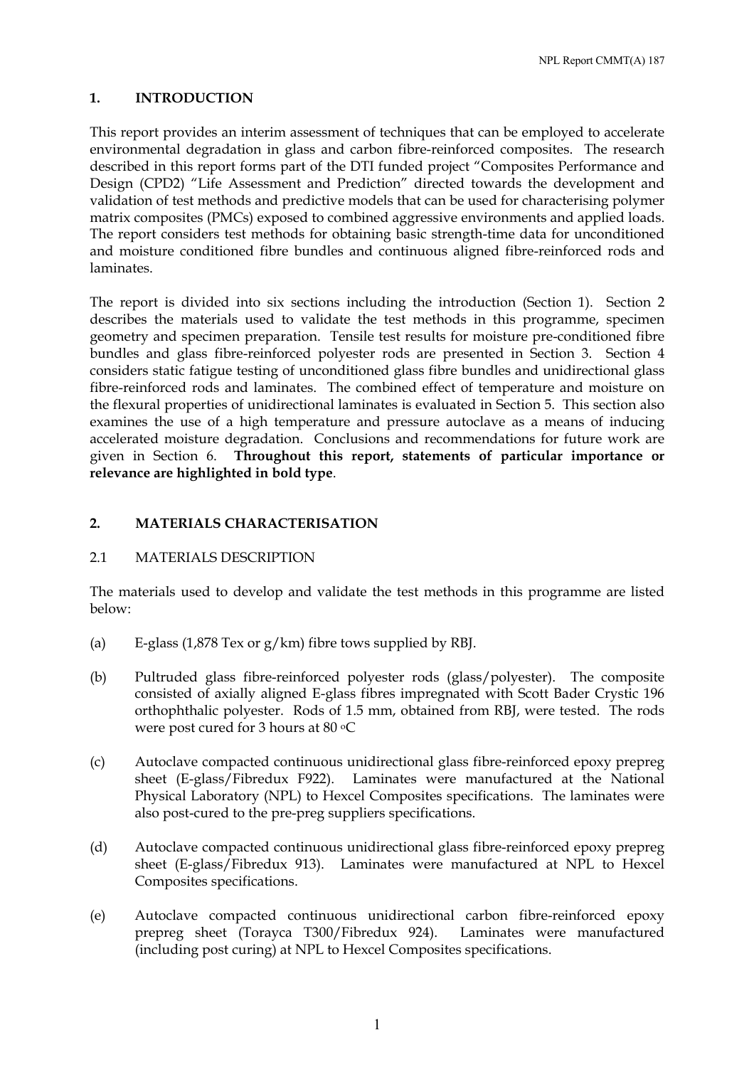## 1. INTRODUCTION

This report provides an interim assessment of techniques that can be employed to accelerate environmental degradation in glass and carbon fibre-reinforced composites. The research described in this report forms part of the DTI funded project "Composites Performance and Design (CPD2) "Life Assessment and Prediction" directed towards the development and validation of test methods and predictive models that can be used for characterising polymer matrix composites (PMCs) exposed to combined aggressive environments and applied loads. The report considers test methods for obtaining basic strength-time data for unconditioned and moisture conditioned fibre bundles and continuous aligned fibre-reinforced rods and laminates.

The report is divided into six sections including the introduction (Section 1). Section 2 describes the materials used to validate the test methods in this programme, specimen geometry and specimen preparation. Tensile test results for moisture pre-conditioned fibre bundles and glass fibre-reinforced polyester rods are presented in Section 3. Section 4 considers static fatigue testing of unconditioned glass fibre bundles and unidirectional glass fibre-reinforced rods and laminates. The combined effect of temperature and moisture on the flexural properties of unidirectional laminates is evaluated in Section 5. This section also examines the use of a high temperature and pressure autoclave as a means of inducing accelerated moisture degradation. Conclusions and recommendations for future work are given in Section 6. **Throughout this report, statements of particular importance or relevance are highlighted in bold type**.

## 2. MATERIALS CHARACTERISATION

### 2.1 MATERIALS DESCRIPTION

The materials used to develop and validate the test methods in this programme are listed below:

(a) E-glass (1,878 Tex or g/km) fibre tows supplied by RBJ.

(b) Pultruded glass fibre-reinforced polyester rods (glass/polyester). The composite consisted of axially aligned E-glass fibres impregnated with Scott Bader Crystic 196 orthophthalic polyester. Rods of 1.5 mm, obtained from RBJ, were tested. The rods were post cured for 3 hours at 80 °C

(c) Autoclave compacted continuous unidirectional glass fibre-reinforced epoxy prepreg sheet (E-glass/Fibredux F922). Laminates were manufactured at the National Physical Laboratory (NPL) to Hexcel Composites specifications. The laminates were also post-cured to the pre-preg suppliers specifications.

(d) Autoclave compacted continuous unidirectional glass fibre-reinforced epoxy prepreg sheet (E-glass/Fibredux 913). Laminates were manufactured at NPL to Hexcel Composites specifications.

(e) Autoclave compacted continuous unidirectional carbon fibre-reinforced epoxy prepreg sheet (Torayca T300/Fibredux 924). Laminates were manufactured (including post curing) at NPL to Hexcel Composites specifications.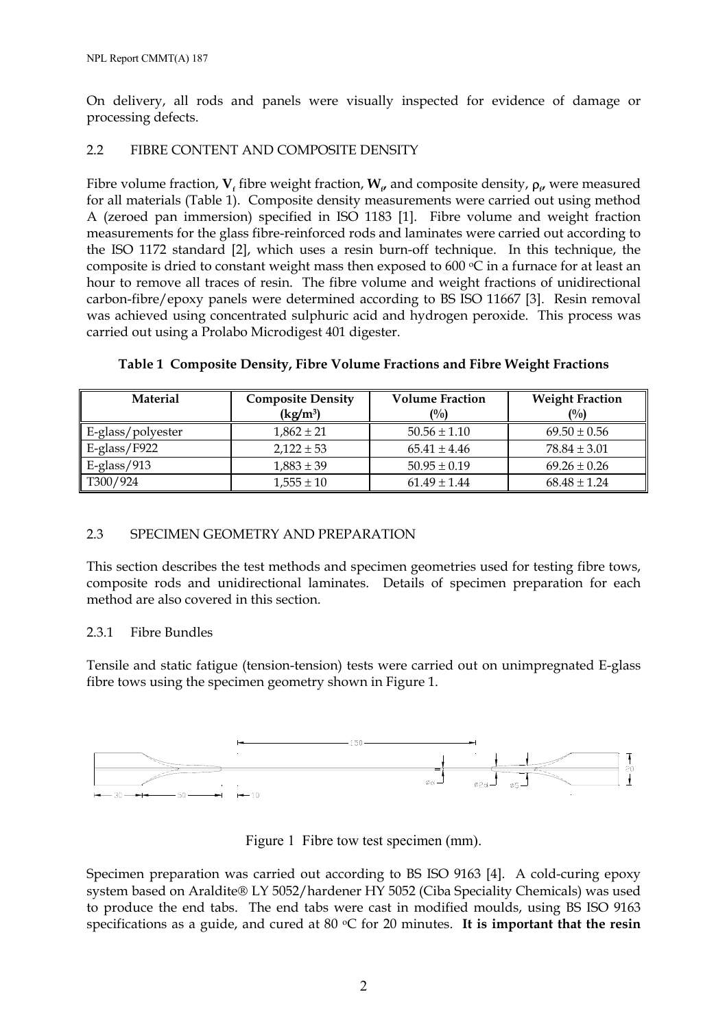On delivery, all rods and panels were visually inspected for evidence of damage or processing defects.

## 2.2 FIBRE CONTENT AND COMPOSITE DENSITY

Fibre volume fraction, $\mathbf{V_f}$ fibre weight fraction, $\mathbf{W_f}$, and composite density, $\rho_f$, were measured for all materials (Table 1). Composite density measurements were carried out using method A (zeroed pan immersion) specified in ISO 1183 [1]. Fibre volume and weight fraction measurements for the glass fibre-reinforced rods and laminates were carried out according to the ISO 1172 standard [2], which uses a resin burn-off technique. In this technique, the composite is dried to constant weight mass then exposed to 600 °C in a furnace for at least an hour to remove all traces of resin. The fibre volume and weight fractions of unidirectional carbon-fibre/epoxy panels were determined according to BS ISO 11667 [3]. Resin removal was achieved using concentrated sulphuric acid and hydrogen peroxide. This process was carried out using a Prolabo Microdigest 401 digester.

**Table 1 Composite Density, Fibre Volume Fractions and Fibre Weight Fractions**

| Material | Composite Density (kg/m³) | Volume Fraction (%) | Weight Fraction (%) |
|---|---|---|---|
| E-glass/polyester | 1,862 ± 21 | 50.56 ± 1.10 | 69.50 ± 0.56 |
| E-glass/F922 | 2,122 ± 53 | 65.41 ± 4.46 | 78.84 ± 3.01 |
| E-glass/913 | 1,883 ± 39 | 50.95 ± 0.19 | 69.26 ± 0.26 |
| T300/924 | 1,555 ± 10 | 61.49 ± 1.44 | 68.48 ± 1.24 |

## 2.3 SPECIMEN GEOMETRY AND PREPARATION

This section describes the test methods and specimen geometries used for testing fibre tows, composite rods and unidirectional laminates. Details of specimen preparation for each method are also covered in this section.

### 2.3.1 Fibre Bundles

Tensile and static fatigue (tension-tension) tests were carried out on unimpregnated E-glass fibre tows using the specimen geometry shown in Figure 1.

Figure 1 Fibre tow test specimen (mm).

Specimen preparation was carried out according to BS ISO 9163 [4]. A cold-curing epoxy system based on Araldite® LY 5052/hardener HY 5052 (Ciba Speciality Chemicals) was used to produce the end tabs. The end tabs were cast in modified moulds, using BS ISO 9163 specifications as a guide, and cured at 80 °C for 20 minutes. **It is important that the resin**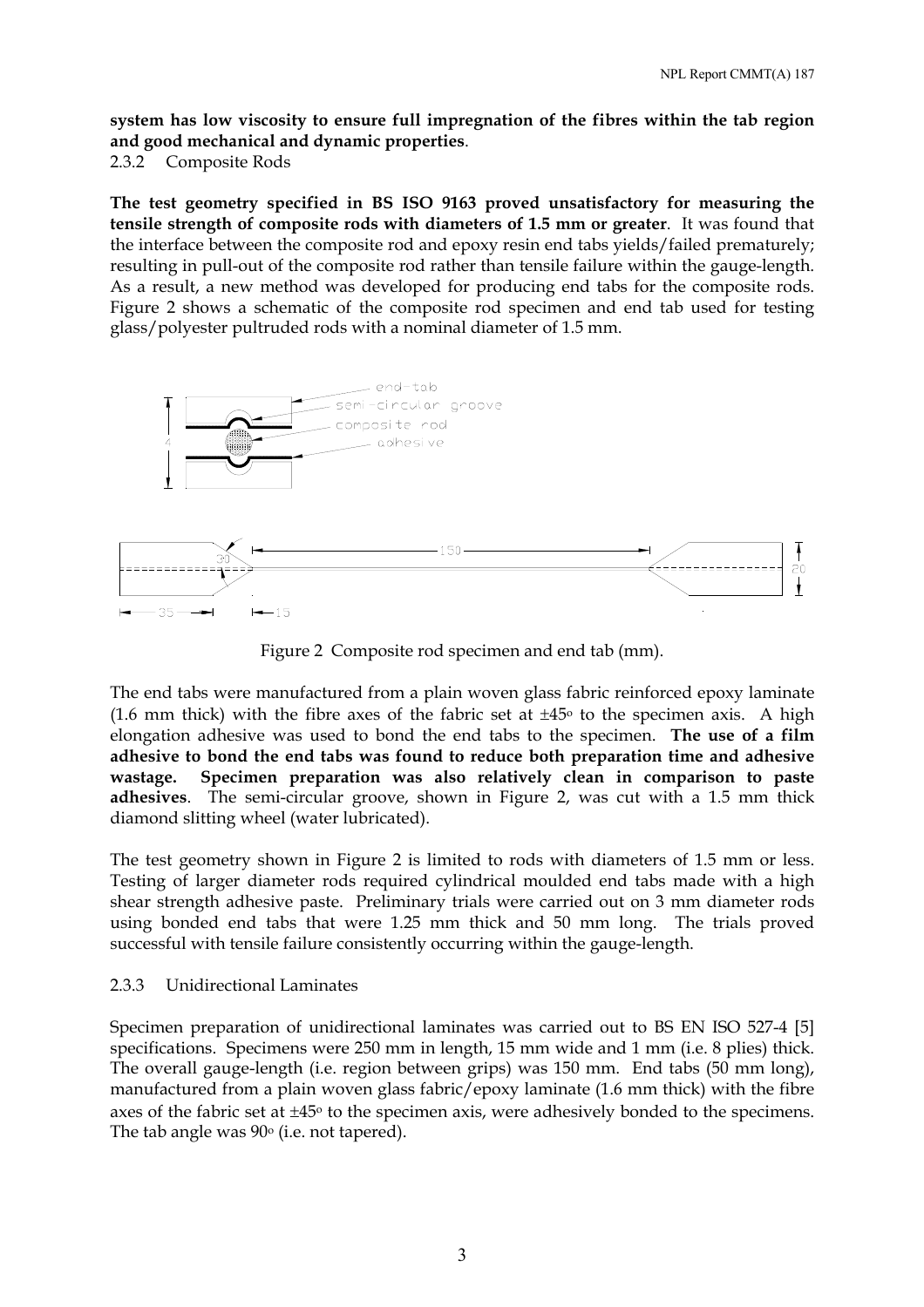**system has low viscosity to ensure full impregnation of the fibres within the tab region and good mechanical and dynamic properties**.

### 2.3.2 Composite Rods

**The test geometry specified in BS ISO 9163 proved unsatisfactory for measuring the tensile strength of composite rods with diameters of 1.5 mm or greater**. It was found that the interface between the composite rod and epoxy resin end tabs yields/failed prematurely; resulting in pull-out of the composite rod rather than tensile failure within the gauge-length. As a result, a new method was developed for producing end tabs for the composite rods. Figure 2 shows a schematic of the composite rod specimen and end tab used for testing glass/polyester pultruded rods with a nominal diameter of 1.5 mm.

Figure 2 Composite rod specimen and end tab (mm).

The end tabs were manufactured from a plain woven glass fabric reinforced epoxy laminate (1.6 mm thick) with the fibre axes of the fabric set at ±45° to the specimen axis. A high elongation adhesive was used to bond the end tabs to the specimen. **The use of a film adhesive to bond the end tabs was found to reduce both preparation time and adhesive wastage. Specimen preparation was also relatively clean in comparison to paste adhesives**. The semi-circular groove, shown in Figure 2, was cut with a 1.5 mm thick diamond slitting wheel (water lubricated).

The test geometry shown in Figure 2 is limited to rods with diameters of 1.5 mm or less. Testing of larger diameter rods required cylindrical moulded end tabs made with a high shear strength adhesive paste. Preliminary trials were carried out on 3 mm diameter rods using bonded end tabs that were 1.25 mm thick and 50 mm long. The trials proved successful with tensile failure consistently occurring within the gauge-length.

### 2.3.3 Unidirectional Laminates

Specimen preparation of unidirectional laminates was carried out to BS EN ISO 527-4 [5] specifications. Specimens were 250 mm in length, 15 mm wide and 1 mm (i.e. 8 plies) thick. The overall gauge-length (i.e. region between grips) was 150 mm. End tabs (50 mm long), manufactured from a plain woven glass fabric/epoxy laminate (1.6 mm thick) with the fibre axes of the fabric set at ±45° to the specimen axis, were adhesively bonded to the specimens. The tab angle was 90° (i.e. not tapered).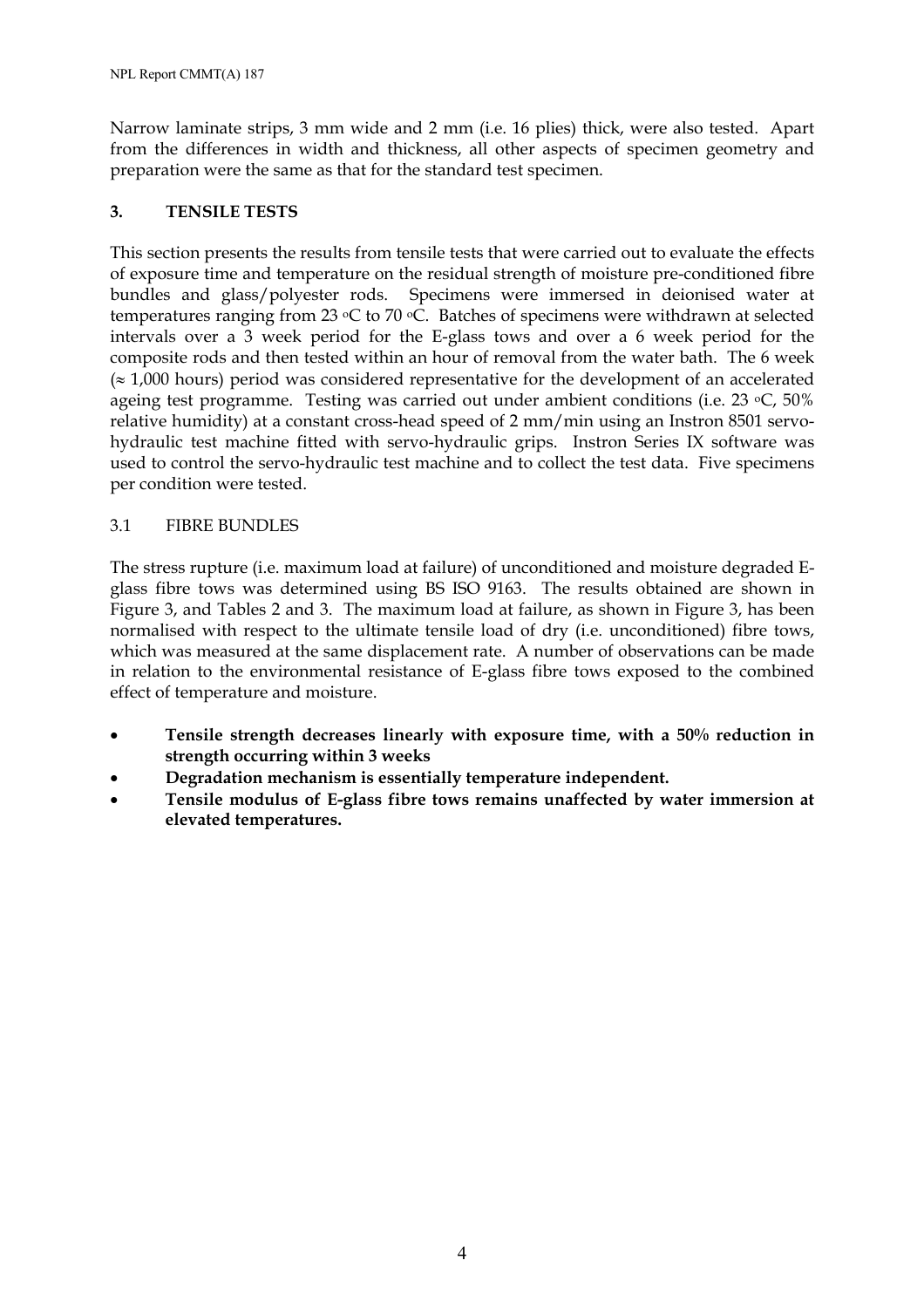Narrow laminate strips, 3 mm wide and 2 mm (i.e. 16 plies) thick, were also tested. Apart from the differences in width and thickness, all other aspects of specimen geometry and preparation were the same as that for the standard test specimen.

## 3. TENSILE TESTS

This section presents the results from tensile tests that were carried out to evaluate the effects of exposure time and temperature on the residual strength of moisture pre-conditioned fibre bundles and glass/polyester rods. Specimens were immersed in deionised water at temperatures ranging from 23 °C to 70 °C. Batches of specimens were withdrawn at selected intervals over a 3 week period for the E-glass tows and over a 6 week period for the composite rods and then tested within an hour of removal from the water bath. The 6 week (≈ 1,000 hours) period was considered representative for the development of an accelerated ageing test programme. Testing was carried out under ambient conditions (i.e. 23 °C, 50% relative humidity) at a constant cross-head speed of 2 mm/min using an Instron 8501 servo-hydraulic test machine fitted with servo-hydraulic grips. Instron Series IX software was used to control the servo-hydraulic test machine and to collect the test data. Five specimens per condition were tested.

### 3.1 FIBRE BUNDLES

The stress rupture (i.e. maximum load at failure) of unconditioned and moisture degraded E-glass fibre tows was determined using BS ISO 9163. The results obtained are shown in Figure 3, and Tables 2 and 3. The maximum load at failure, as shown in Figure 3, has been normalised with respect to the ultimate tensile load of dry (i.e. unconditioned) fibre tows, which was measured at the same displacement rate. A number of observations can be made in relation to the environmental resistance of E-glass fibre tows exposed to the combined effect of temperature and moisture.

- **Tensile strength decreases linearly with exposure time, with a 50% reduction in strength occurring within 3 weeks**
- **Degradation mechanism is essentially temperature independent.**
- **Tensile modulus of E-glass fibre tows remains unaffected by water immersion at elevated temperatures.**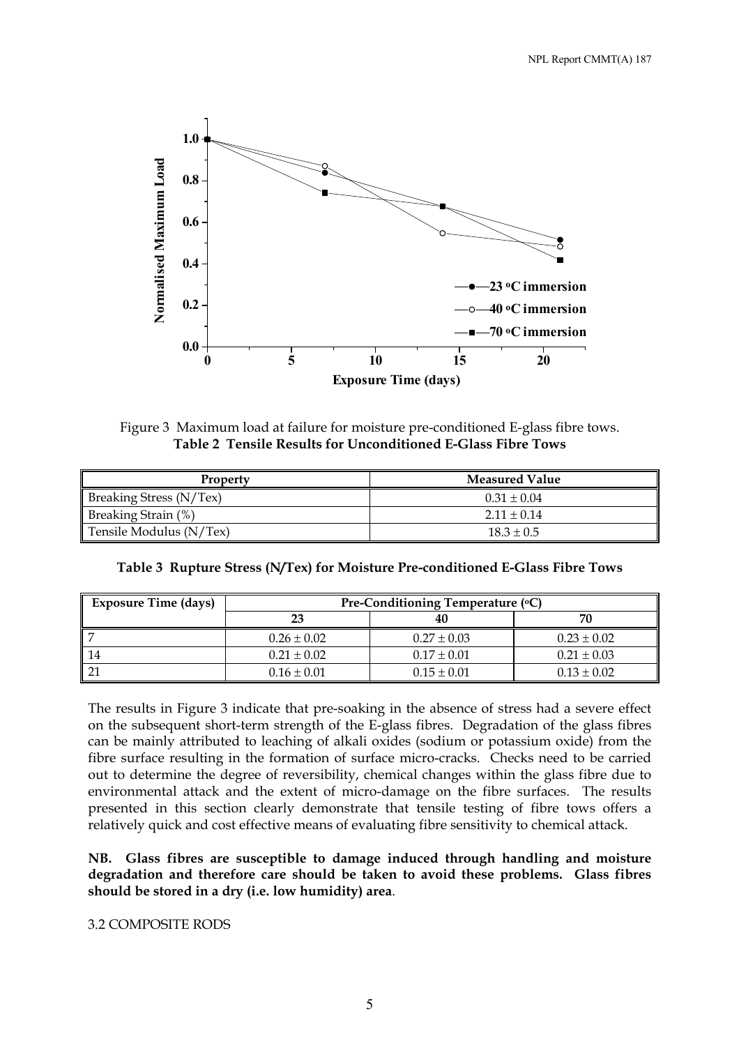Figure 3 Maximum load at failure for moisture pre-conditioned E-glass fibre tows.

**Table 2 Tensile Results for Unconditioned E-Glass Fibre Tows**

| Property | Measured Value |
|---|---|
| Breaking Stress (N/Tex) | 0.31 ± 0.04 |
| Breaking Strain (%) | 2.11 ± 0.14 |
| Tensile Modulus (N/Tex) | 18.3 ± 0.5 |

**Table 3 Rupture Stress (N/Tex) for Moisture Pre-conditioned E-Glass Fibre Tows**

| Exposure Time (days) | Pre-Conditioning Temperature (°C) | | |
|---|---|---|---|
| | 23 | 40 | 70 |
| 7 | 0.26 ± 0.02 | 0.27 ± 0.03 | 0.23 ± 0.02 |
| 14 | 0.21 ± 0.02 | 0.17 ± 0.01 | 0.21 ± 0.03 |
| 21 | 0.16 ± 0.01 | 0.15 ± 0.01 | 0.13 ± 0.02 |

The results in Figure 3 indicate that pre-soaking in the absence of stress had a severe effect on the subsequent short-term strength of the E-glass fibres. Degradation of the glass fibres can be mainly attributed to leaching of alkali oxides (sodium or potassium oxide) from the fibre surface resulting in the formation of surface micro-cracks. Checks need to be carried out to determine the degree of reversibility, chemical changes within the glass fibre due to environmental attack and the extent of micro-damage on the fibre surfaces. The results presented in this section clearly demonstrate that tensile testing of fibre tows offers a relatively quick and cost effective means of evaluating fibre sensitivity to chemical attack.

**NB. Glass fibres are susceptible to damage induced through handling and moisture degradation and therefore care should be taken to avoid these problems. Glass fibres should be stored in a dry (i.e. low humidity) area**.

## 3.2 COMPOSITE RODS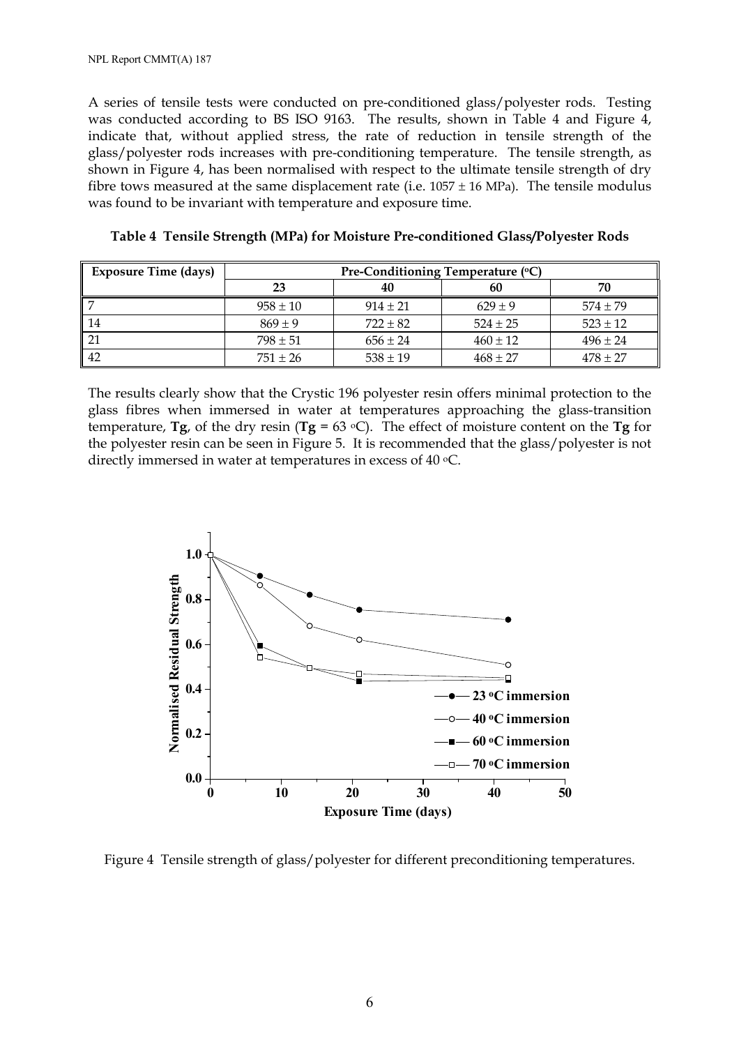A series of tensile tests were conducted on pre-conditioned glass/polyester rods. Testing was conducted according to BS ISO 9163. The results, shown in Table 4 and Figure 4, indicate that, without applied stress, the rate of reduction in tensile strength of the glass/polyester rods increases with pre-conditioning temperature. The tensile strength, as shown in Figure 4, has been normalised with respect to the ultimate tensile strength of dry fibre tows measured at the same displacement rate (i.e. 1057 ± 16 MPa). The tensile modulus was found to be invariant with temperature and exposure time.

**Table 4 Tensile Strength (MPa) for Moisture Pre-conditioned Glass/Polyester Rods**

| Exposure Time (days) | Pre-Conditioning Temperature (°C) | | | |
|---|---|---|---|---|
| | 23 | 40 | 60 | 70 |
| 7 | 958 ± 10 | 914 ± 21 | 629 ± 9 | 574 ± 79 |
| 14 | 869 ± 9 | 722 ± 82 | 524 ± 25 | 523 ± 12 |
| 21 | 798 ± 51 | 656 ± 24 | 460 ± 12 | 496 ± 24 |
| 42 | 751 ± 26 | 538 ± 19 | 468 ± 27 | 478 ± 27 |

The results clearly show that the Crystic 196 polyester resin offers minimal protection to the glass fibres when immersed in water at temperatures approaching the glass-transition temperature, **Tg**, of the dry resin (**Tg** = 63 °C). The effect of moisture content on the **Tg** for the polyester resin can be seen in Figure 5. It is recommended that the glass/polyester is not directly immersed in water at temperatures in excess of 40 °C.

Figure 4 Tensile strength of glass/polyester for different preconditioning temperatures.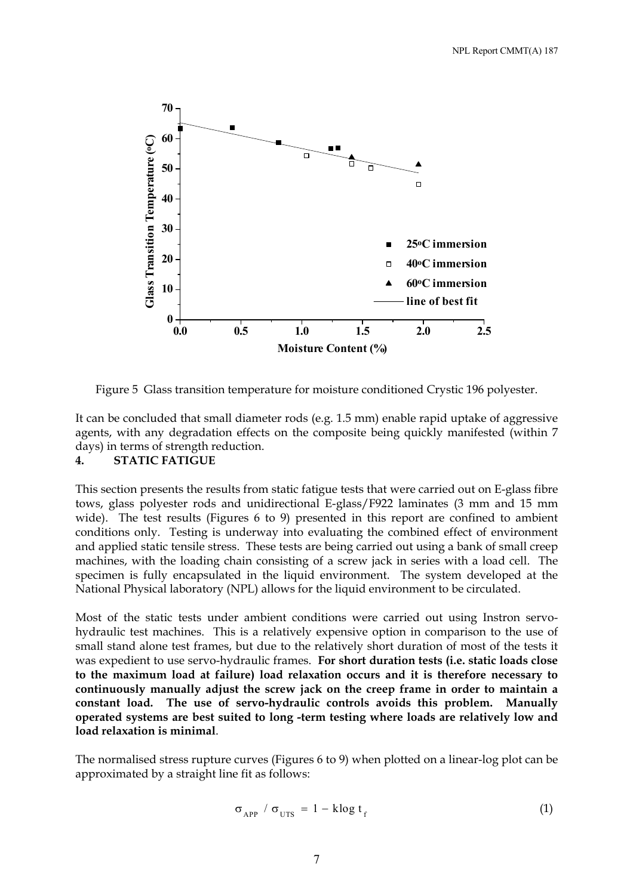Figure 5 Glass transition temperature for moisture conditioned Crystic 196 polyester.

It can be concluded that small diameter rods (e.g. 1.5 mm) enable rapid uptake of aggressive agents, with any degradation effects on the composite being quickly manifested (within 7 days) in terms of strength reduction.

## 4. STATIC FATIGUE

This section presents the results from static fatigue tests that were carried out on E-glass fibre tows, glass polyester rods and unidirectional E-glass/F922 laminates (3 mm and 15 mm wide). The test results (Figures 6 to 9) presented in this report are confined to ambient conditions only. Testing is underway into evaluating the combined effect of environment and applied static tensile stress. These tests are being carried out using a bank of small creep machines, with the loading chain consisting of a screw jack in series with a load cell. The specimen is fully encapsulated in the liquid environment. The system developed at the National Physical laboratory (NPL) allows for the liquid environment to be circulated.

Most of the static tests under ambient conditions were carried out using Instron servo-hydraulic test machines. This is a relatively expensive option in comparison to the use of small stand alone test frames, but due to the relatively short duration of most of the tests it was expedient to use servo-hydraulic frames. **For short duration tests (i.e. static loads close to the maximum load at failure) load relaxation occurs and it is therefore necessary to continuously manually adjust the screw jack on the creep frame in order to maintain a constant load. The use of servo-hydraulic controls avoids this problem. Manually operated systems are best suited to long -term testing where loads are relatively low and load relaxation is minimal**.

The normalised stress rupture curves (Figures 6 to 9) when plotted on a linear-log plot can be approximated by a straight line fit as follows:

$$\sigma_{APP} / \sigma_{UTS} = 1 - k \log t_f \tag{1}$$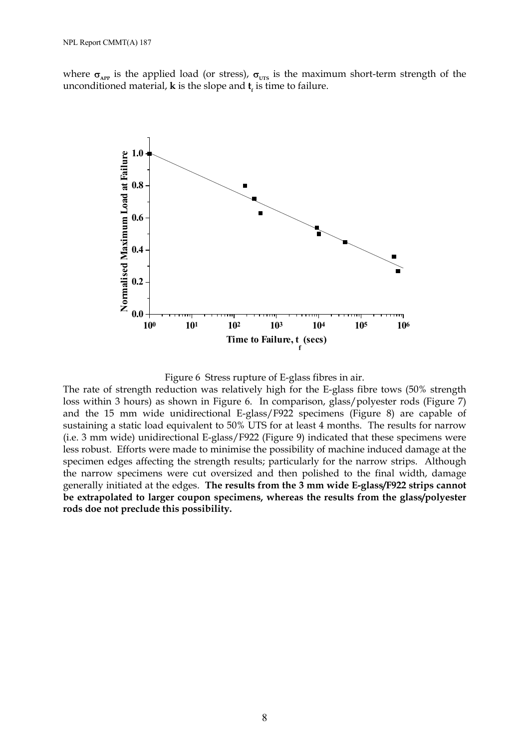where $\sigma_{APP}$ is the applied load (or stress), $\sigma_{UTS}$ is the maximum short-term strength of the unconditioned material, $\mathbf{k}$ is the slope and $\mathbf{t}_f$ is time to failure.

Figure 6 Stress rupture of E-glass fibres in air.

The rate of strength reduction was relatively high for the E-glass fibre tows (50% strength loss within 3 hours) as shown in Figure 6. In comparison, glass/polyester rods (Figure 7) and the 15 mm wide unidirectional E-glass/F922 specimens (Figure 8) are capable of sustaining a static load equivalent to 50% UTS for at least 4 months. The results for narrow (i.e. 3 mm wide) unidirectional E-glass/F922 (Figure 9) indicated that these specimens were less robust. Efforts were made to minimise the possibility of machine induced damage at the specimen edges affecting the strength results; particularly for the narrow strips. Although the narrow specimens were cut oversized and then polished to the final width, damage generally initiated at the edges. **The results from the 3 mm wide E-glass/F922 strips cannot be extrapolated to larger coupon specimens, whereas the results from the glass/polyester rods doe not preclude this possibility.**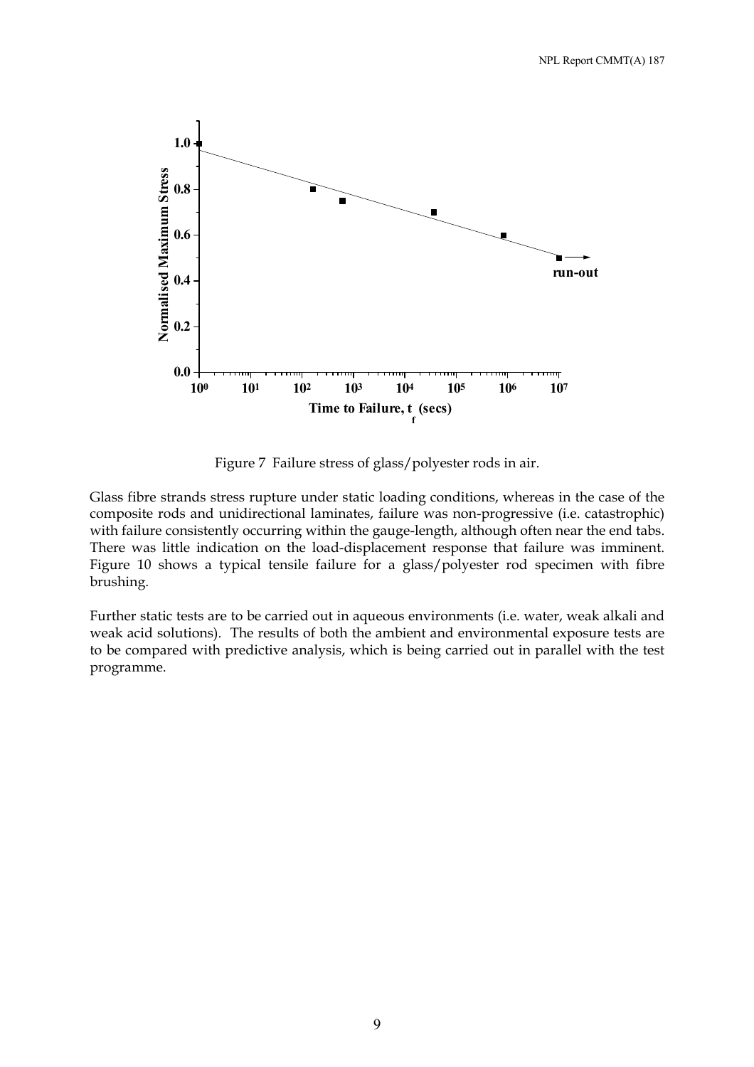Figure 7 Failure stress of glass/polyester rods in air.

Glass fibre strands stress rupture under static loading conditions, whereas in the case of the composite rods and unidirectional laminates, failure was non-progressive (i.e. catastrophic) with failure consistently occurring within the gauge-length, although often near the end tabs. There was little indication on the load-displacement response that failure was imminent. Figure 10 shows a typical tensile failure for a glass/polyester rod specimen with fibre brushing.

Further static tests are to be carried out in aqueous environments (i.e. water, weak alkali and weak acid solutions). The results of both the ambient and environmental exposure tests are to be compared with predictive analysis, which is being carried out in parallel with the test programme.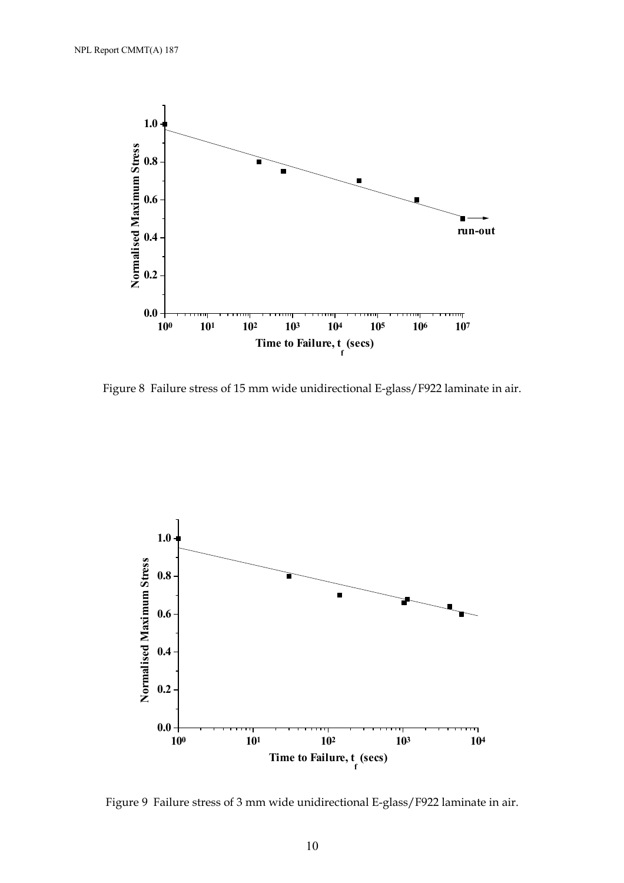Figure 8 Failure stress of 15 mm wide unidirectional E-glass/F922 laminate in air.

Figure 9 Failure stress of 3 mm wide unidirectional E-glass/F922 laminate in air.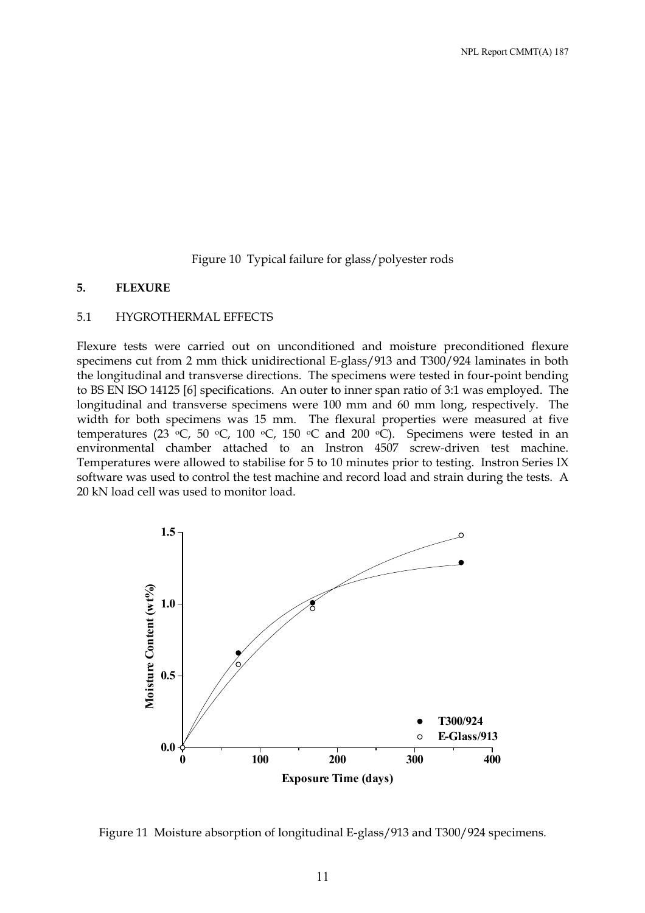Figure 10 Typical failure for glass/polyester rods

## 5. FLEXURE

### 5.1 HYGROTHERMAL EFFECTS

Flexure tests were carried out on unconditioned and moisture preconditioned flexure specimens cut from 2 mm thick unidirectional E-glass/913 and T300/924 laminates in both the longitudinal and transverse directions. The specimens were tested in four-point bending to BS EN ISO 14125 [6] specifications. An outer to inner span ratio of 3:1 was employed. The longitudinal and transverse specimens were 100 mm and 60 mm long, respectively. The width for both specimens was 15 mm. The flexural properties were measured at five temperatures (23 °C, 50 °C, 100 °C, 150 °C and 200 °C). Specimens were tested in an environmental chamber attached to an Instron 4507 screw-driven test machine. Temperatures were allowed to stabilise for 5 to 10 minutes prior to testing. Instron Series IX software was used to control the test machine and record load and strain during the tests. A 20 kN load cell was used to monitor load.

Figure 11 Moisture absorption of longitudinal E-glass/913 and T300/924 specimens.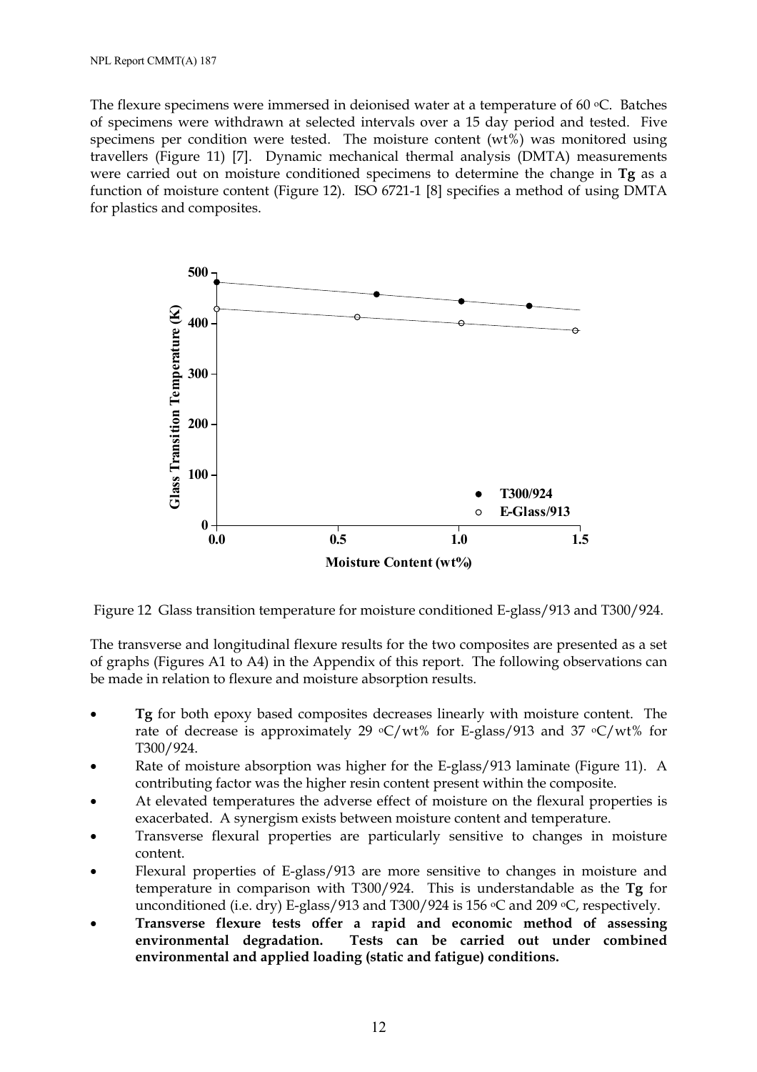The flexure specimens were immersed in deionised water at a temperature of 60 °C. Batches of specimens were withdrawn at selected intervals over a 15 day period and tested. Five specimens per condition were tested. The moisture content (wt%) was monitored using travellers (Figure 11) [7]. Dynamic mechanical thermal analysis (DMTA) measurements were carried out on moisture conditioned specimens to determine the change in **Tg** as a function of moisture content (Figure 12). ISO 6721-1 [8] specifies a method of using DMTA for plastics and composites.

Figure 12 Glass transition temperature for moisture conditioned E-glass/913 and T300/924.

The transverse and longitudinal flexure results for the two composites are presented as a set of graphs (Figures A1 to A4) in the Appendix of this report. The following observations can be made in relation to flexure and moisture absorption results.

- **Tg** for both epoxy based composites decreases linearly with moisture content. The rate of decrease is approximately 29 °C/wt% for E-glass/913 and 37 °C/wt% for T300/924.
- Rate of moisture absorption was higher for the E-glass/913 laminate (Figure 11). A contributing factor was the higher resin content present within the composite.
- At elevated temperatures the adverse effect of moisture on the flexural properties is exacerbated. A synergism exists between moisture content and temperature.
- Transverse flexural properties are particularly sensitive to changes in moisture content.
- Flexural properties of E-glass/913 are more sensitive to changes in moisture and temperature in comparison with T300/924. This is understandable as the **Tg** for unconditioned (i.e. dry) E-glass/913 and T300/924 is 156 °C and 209 °C, respectively.
- **Transverse flexure tests offer a rapid and economic method of assessing environmental degradation. Tests can be carried out under combined environmental and applied loading (static and fatigue) conditions.**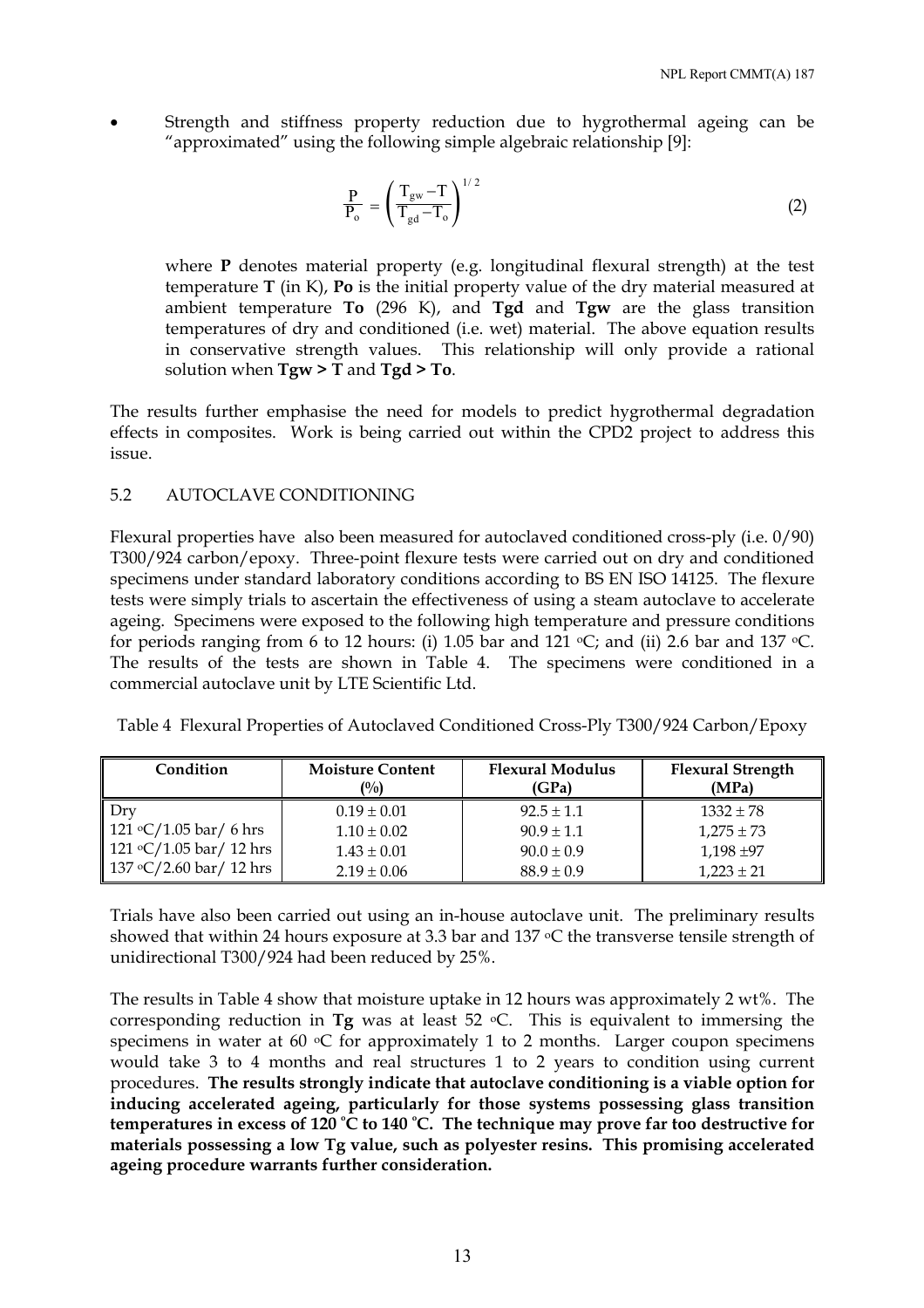- Strength and stiffness property reduction due to hygrothermal ageing can be "approximated" using the following simple algebraic relationship [9]:

$$\frac{P}{P_o} = \left( \frac{T_{gw} - T}{T_{gd} - T_o} \right)^{1/2} \tag{2}$$

where **P** denotes material property (e.g. longitudinal flexural strength) at the test temperature **T** (in K), **Po** is the initial property value of the dry material measured at ambient temperature **To** (296 K), and **Tgd** and **Tgw** are the glass transition temperatures of dry and conditioned (i.e. wet) material. The above equation results in conservative strength values. This relationship will only provide a rational solution when **Tgw > T** and **Tgd > To**.

The results further emphasise the need for models to predict hygrothermal degradation effects in composites. Work is being carried out within the CPD2 project to address this issue.

## 5.2 AUTOCLAVE CONDITIONING

Flexural properties have also been measured for autoclaved conditioned cross-ply (i.e. 0/90) T300/924 carbon/epoxy. Three-point flexure tests were carried out on dry and conditioned specimens under standard laboratory conditions according to BS EN ISO 14125. The flexure tests were simply trials to ascertain the effectiveness of using a steam autoclave to accelerate ageing. Specimens were exposed to the following high temperature and pressure conditions for periods ranging from 6 to 12 hours: (i) 1.05 bar and 121 °C; and (ii) 2.6 bar and 137 °C. The results of the tests are shown in Table 4. The specimens were conditioned in a commercial autoclave unit by LTE Scientific Ltd.

Table 4 Flexural Properties of Autoclaved Conditioned Cross-Ply T300/924 Carbon/Epoxy

| Condition | Moisture Content (%) | Flexural Modulus (GPa) | Flexural Strength (MPa) |
|---|---|---|---|
| Dry | $0.19 \pm 0.01$ | $92.5 \pm 1.1$ | $1332 \pm 78$ |
| 121 °C/1.05 bar/ 6 hrs | $1.10 \pm 0.02$ | $90.9 \pm 1.1$ | $1,275 \pm 73$ |
| 121 °C/1.05 bar/ 12 hrs | $1.43 \pm 0.01$ | $90.0 \pm 0.9$ | $1,198 \pm 97$ |
| 137 °C/2.60 bar/ 12 hrs | $2.19 \pm 0.06$ | $88.9 \pm 0.9$ | $1,223 \pm 21$ |

Trials have also been carried out using an in-house autoclave unit. The preliminary results showed that within 24 hours exposure at 3.3 bar and 137 °C the transverse tensile strength of unidirectional T300/924 had been reduced by 25%.

The results in Table 4 show that moisture uptake in 12 hours was approximately 2 wt%. The corresponding reduction in **Tg** was at least 52 °C. This is equivalent to immersing the specimens in water at 60 °C for approximately 1 to 2 months. Larger coupon specimens would take 3 to 4 months and real structures 1 to 2 years to condition using current procedures. **The results strongly indicate that autoclave conditioning is a viable option for inducing accelerated ageing, particularly for those systems possessing glass transition temperatures in excess of 120 °C to 140 °C. The technique may prove far too destructive for materials possessing a low Tg value, such as polyester resins. This promising accelerated ageing procedure warrants further consideration.**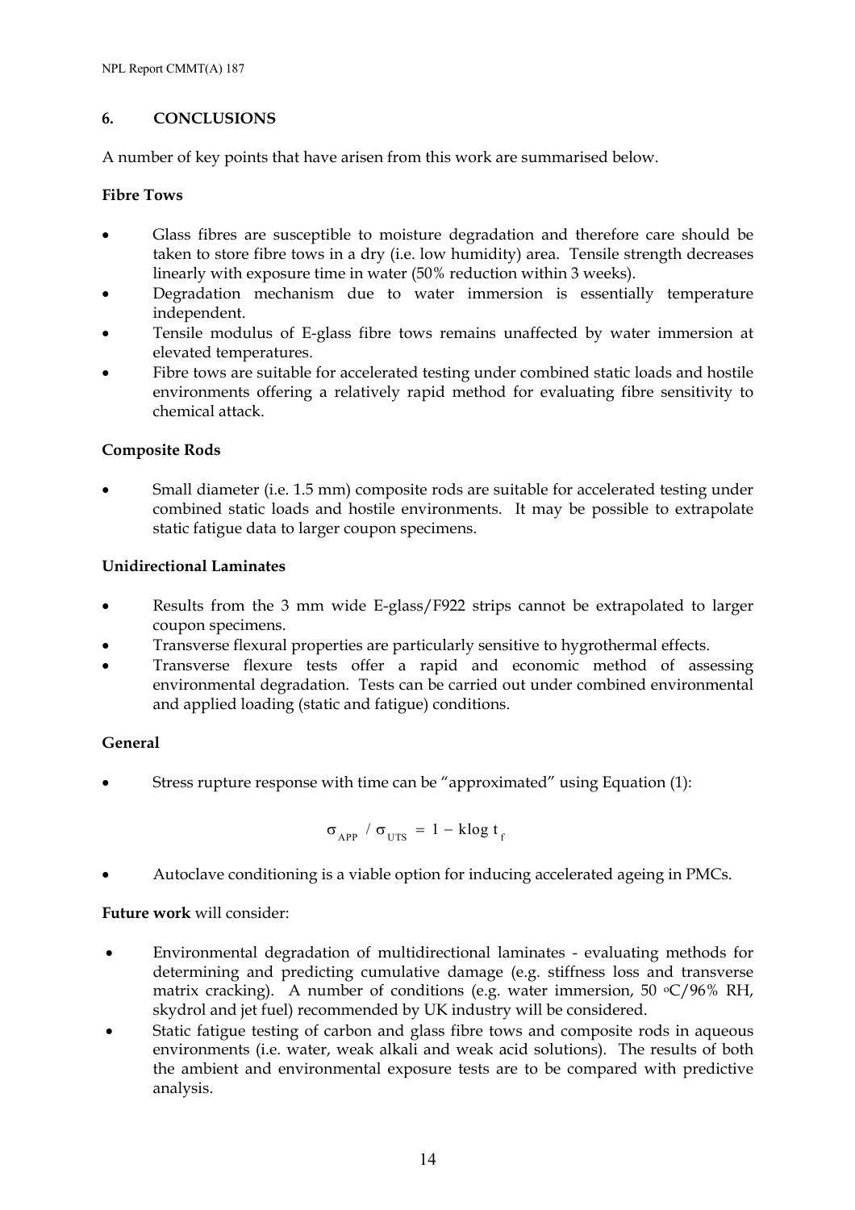## 6. CONCLUSIONS

A number of key points that have arisen from this work are summarised below.

**Fibre Tows**

- Glass fibres are susceptible to moisture degradation and therefore care should be taken to store fibre tows in a dry (i.e. low humidity) area. Tensile strength decreases linearly with exposure time in water (50% reduction within 3 weeks).
- Degradation mechanism due to water immersion is essentially temperature independent.
- Tensile modulus of E-glass fibre tows remains unaffected by water immersion at elevated temperatures.
- Fibre tows are suitable for accelerated testing under combined static loads and hostile environments offering a relatively rapid method for evaluating fibre sensitivity to chemical attack.

**Composite Rods**

- Small diameter (i.e. 1.5 mm) composite rods are suitable for accelerated testing under combined static loads and hostile environments. It may be possible to extrapolate static fatigue data to larger coupon specimens.

**Unidirectional Laminates**

- Results from the 3 mm wide E-glass/F922 strips cannot be extrapolated to larger coupon specimens.
- Transverse flexural properties are particularly sensitive to hygrothermal effects.
- Transverse flexure tests offer a rapid and economic method of assessing environmental degradation. Tests can be carried out under combined environmental and applied loading (static and fatigue) conditions.

**General**

- Stress rupture response with time can be "approximated" using Equation (1):

$$\sigma_{APP} / \sigma_{UTS} = 1 - k \log t_f$$

- Autoclave conditioning is a viable option for inducing accelerated ageing in PMCs.

**Future work** will consider:

- Environmental degradation of multidirectional laminates - evaluating methods for determining and predicting cumulative damage (e.g. stiffness loss and transverse matrix cracking). A number of conditions (e.g. water immersion, 50 $^{o}$C/96% RH, skydrol and jet fuel) recommended by UK industry will be considered.
- Static fatigue testing of carbon and glass fibre tows and composite rods in aqueous environments (i.e. water, weak alkali and weak acid solutions). The results of both the ambient and environmental exposure tests are to be compared with predictive analysis.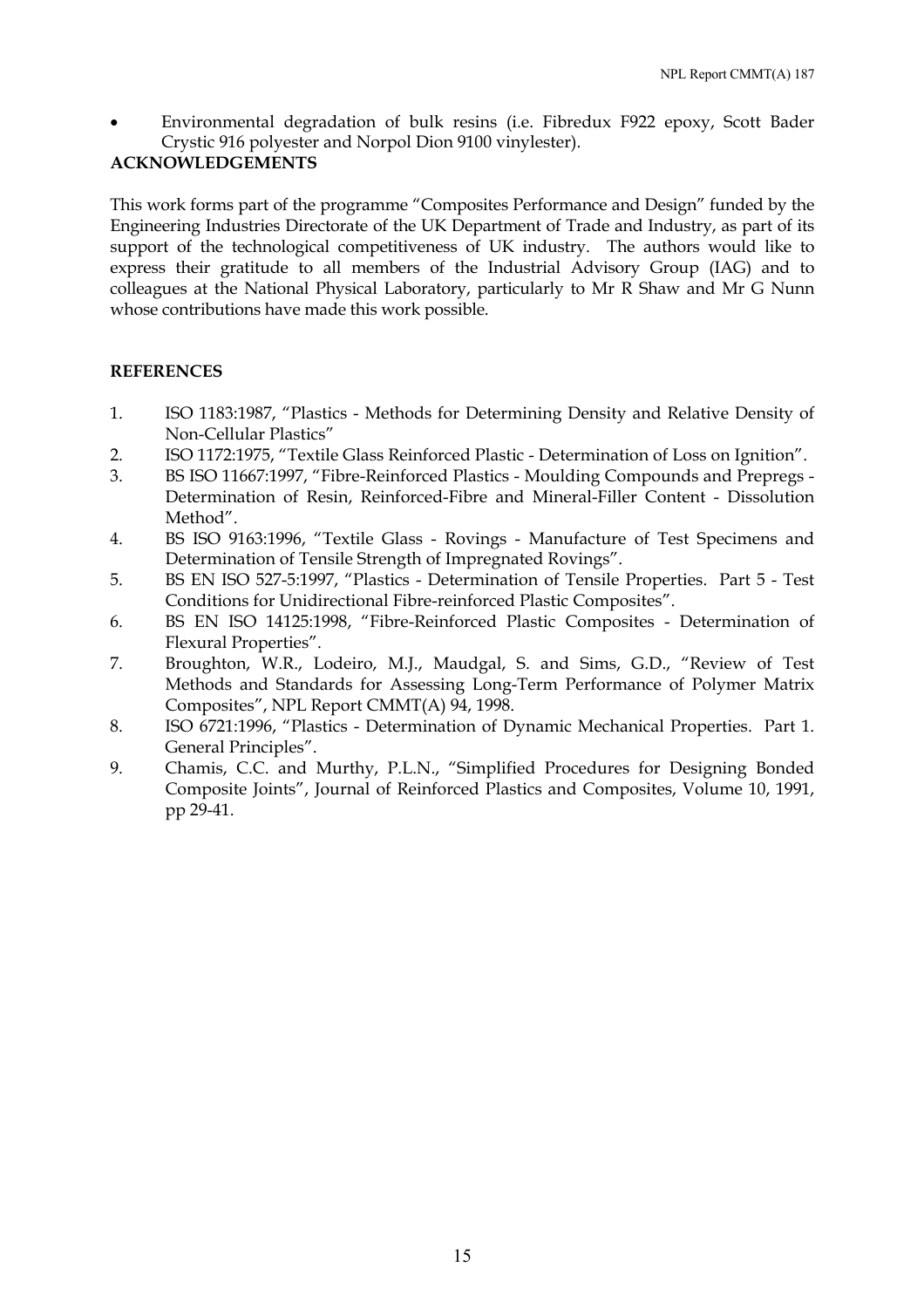- Environmental degradation of bulk resins (i.e. Fibredux F922 epoxy, Scott Bader Crystic 916 polyester and Norpol Dion 9100 vinylester).

## ACKNOWLEDGEMENTS

This work forms part of the programme "Composites Performance and Design" funded by the Engineering Industries Directorate of the UK Department of Trade and Industry, as part of its support of the technological competitiveness of UK industry. The authors would like to express their gratitude to all members of the Industrial Advisory Group (IAG) and to colleagues at the National Physical Laboratory, particularly to Mr R Shaw and Mr G Nunn whose contributions have made this work possible.

## REFERENCES

1. ISO 1183:1987, "Plastics - Methods for Determining Density and Relative Density of Non-Cellular Plastics"
2. ISO 1172:1975, "Textile Glass Reinforced Plastic - Determination of Loss on Ignition".
3. BS ISO 11667:1997, "Fibre-Reinforced Plastics - Moulding Compounds and Prepregs - Determination of Resin, Reinforced-Fibre and Mineral-Filler Content - Dissolution Method".
4. BS ISO 9163:1996, "Textile Glass - Rovings - Manufacture of Test Specimens and Determination of Tensile Strength of Impregnated Rovings".
5. BS EN ISO 527-5:1997, "Plastics - Determination of Tensile Properties. Part 5 - Test Conditions for Unidirectional Fibre-reinforced Plastic Composites".
6. BS EN ISO 14125:1998, "Fibre-Reinforced Plastic Composites - Determination of Flexural Properties".
7. Broughton, W.R., Lodeiro, M.J., Maudgal, S. and Sims, G.D., "Review of Test Methods and Standards for Assessing Long-Term Performance of Polymer Matrix Composites", NPL Report CMMT(A) 94, 1998.
8. ISO 6721:1996, "Plastics - Determination of Dynamic Mechanical Properties. Part 1. General Principles".
9. Chamis, C.C. and Murthy, P.L.N., "Simplified Procedures for Designing Bonded Composite Joints", Journal of Reinforced Plastics and Composites, Volume 10, 1991, pp 29-41.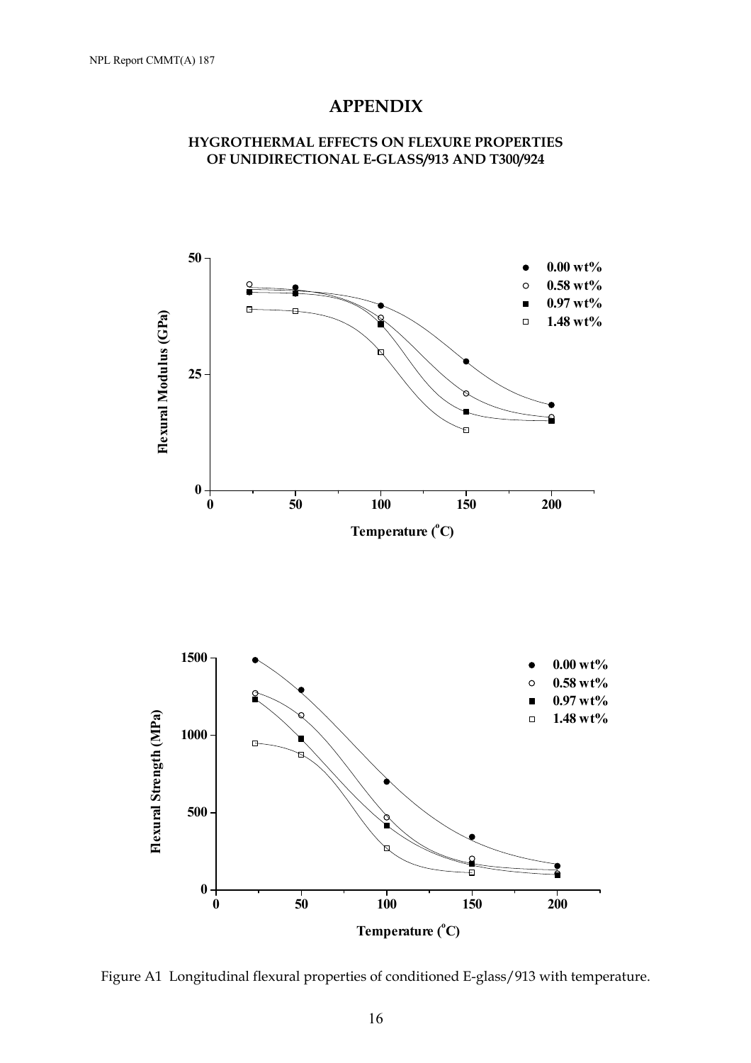# APPENDIX

## HYGROTHERMAL EFFECTS ON FLEXURE PROPERTIES OF UNIDIRECTIONAL E-GLASS/913 AND T300/924

Figure A1 Longitudinal flexural properties of conditioned E-glass/913 with temperature.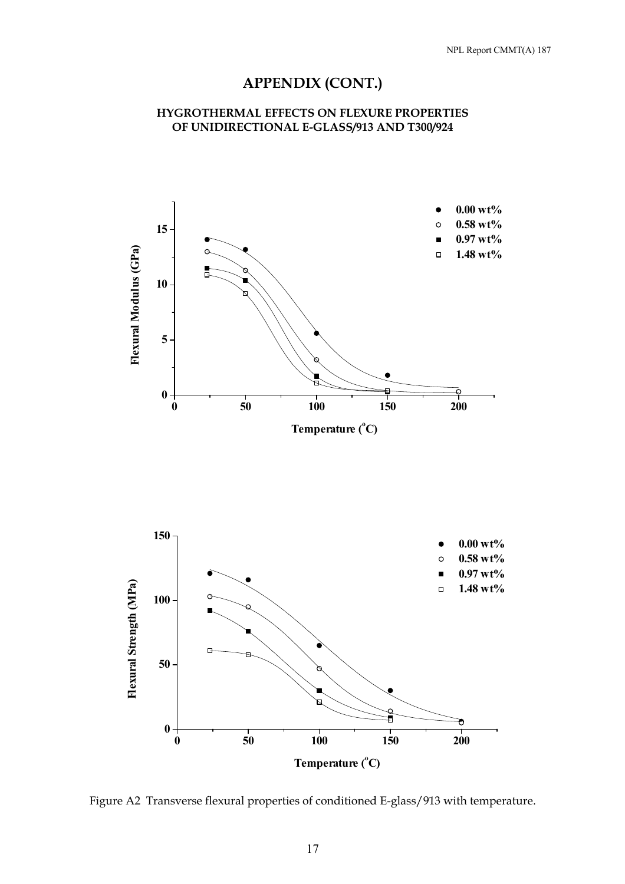## APPENDIX (CONT.)

### HYGROTHERMAL EFFECTS ON FLEXURE PROPERTIES OF UNIDIRECTIONAL E-GLASS/913 AND T300/924

Figure A2 Transverse flexural properties of conditioned E-glass/913 with temperature.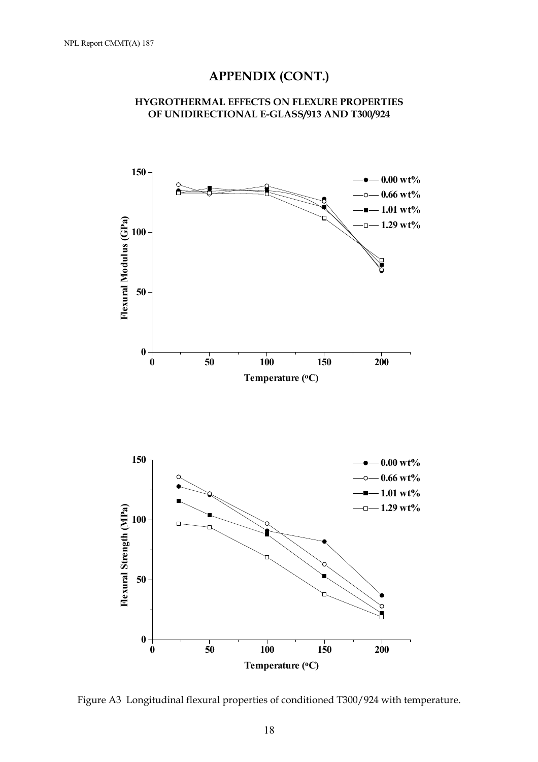## APPENDIX (CONT.)

### HYGROTHERMAL EFFECTS ON FLEXURE PROPERTIES OF UNIDIRECTIONAL E-GLASS/913 AND T300/924

Figure A3 Longitudinal flexural properties of conditioned T300/924 with temperature.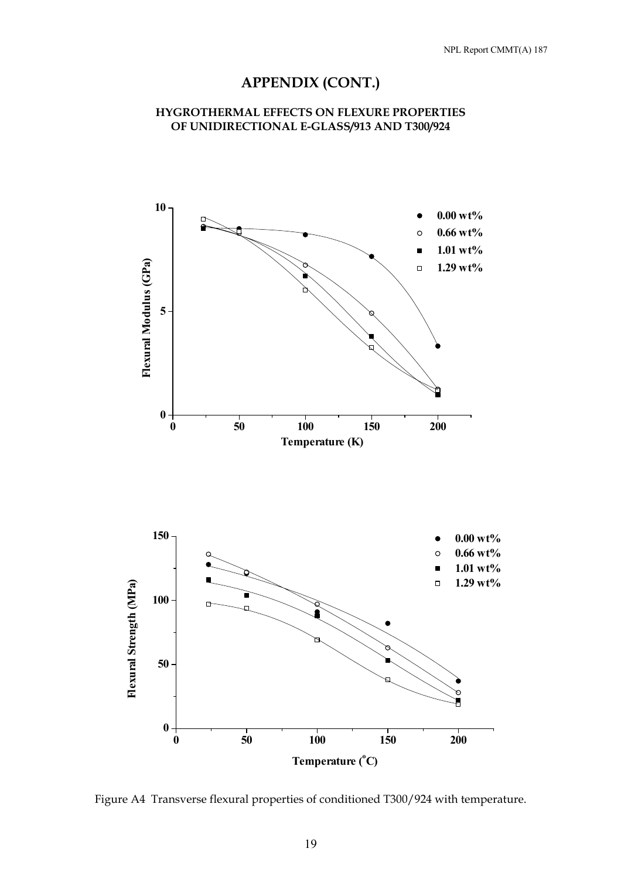## APPENDIX (CONT.)

### HYGROTHERMAL EFFECTS ON FLEXURE PROPERTIES OF UNIDIRECTIONAL E-GLASS/913 AND T300/924

Flexural Modulus (GPa)

10
5
0

0 50 100 150 200

Temperature (K)

0.00 wt%
0.66 wt%
1.01 wt%
1.29 wt%

Flexural Strength (MPa)

150
100
50
0

0 50 100 150 200

Temperature ($^o$C)

0.00 wt%
0.66 wt%
1.01 wt%
1.29 wt%

Figure A4 Transverse flexural properties of conditioned T300/924 with temperature.